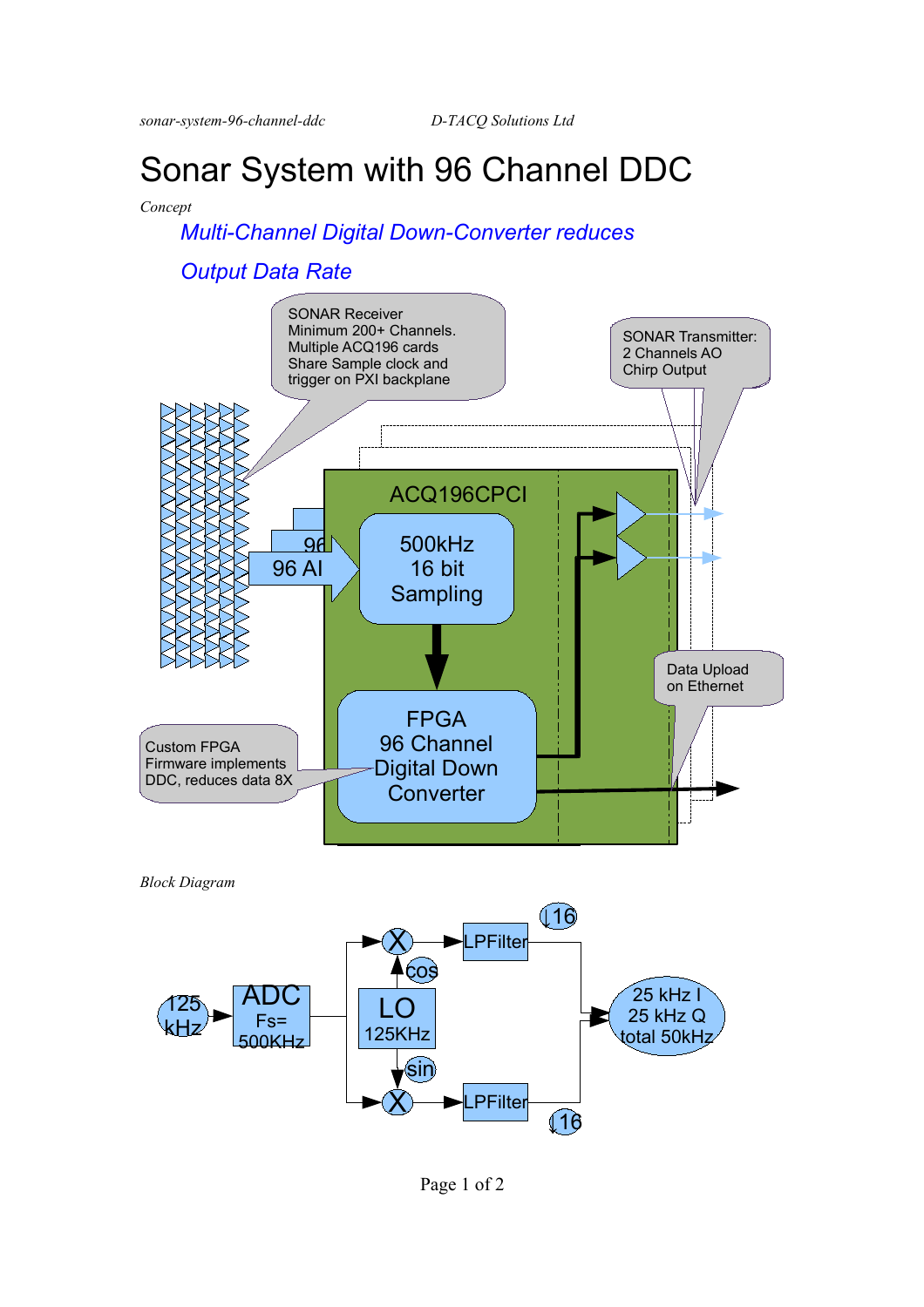# Sonar System with 96 Channel DDC

*Concept*

*Multi-Channel Digital Down-Converter reduces Output Data Rate*

SONAR Receiver
Minimum 200+ Channels.
Multiple ACQ196 cards
Share Sample clock and
trigger on PXI backplane

SONAR Transmitter:
2 Channels AO
Chirp Output

ACQ196CPCI

96 AI

500kHz
16 bit
Sampling

FPGA
96 Channel
Digital Down
Converter

Data Upload
on Ethernet

Custom FPGA
Firmware implements
DDC, reduces data 8X

*Block Diagram*

125 kHz

ADC
Fs=
500KHz

LO
125KHz

cos

sin

X

X

LPFilter

LPFilter

↓16

↓16

25 kHz I
25 kHz Q
total 50kHz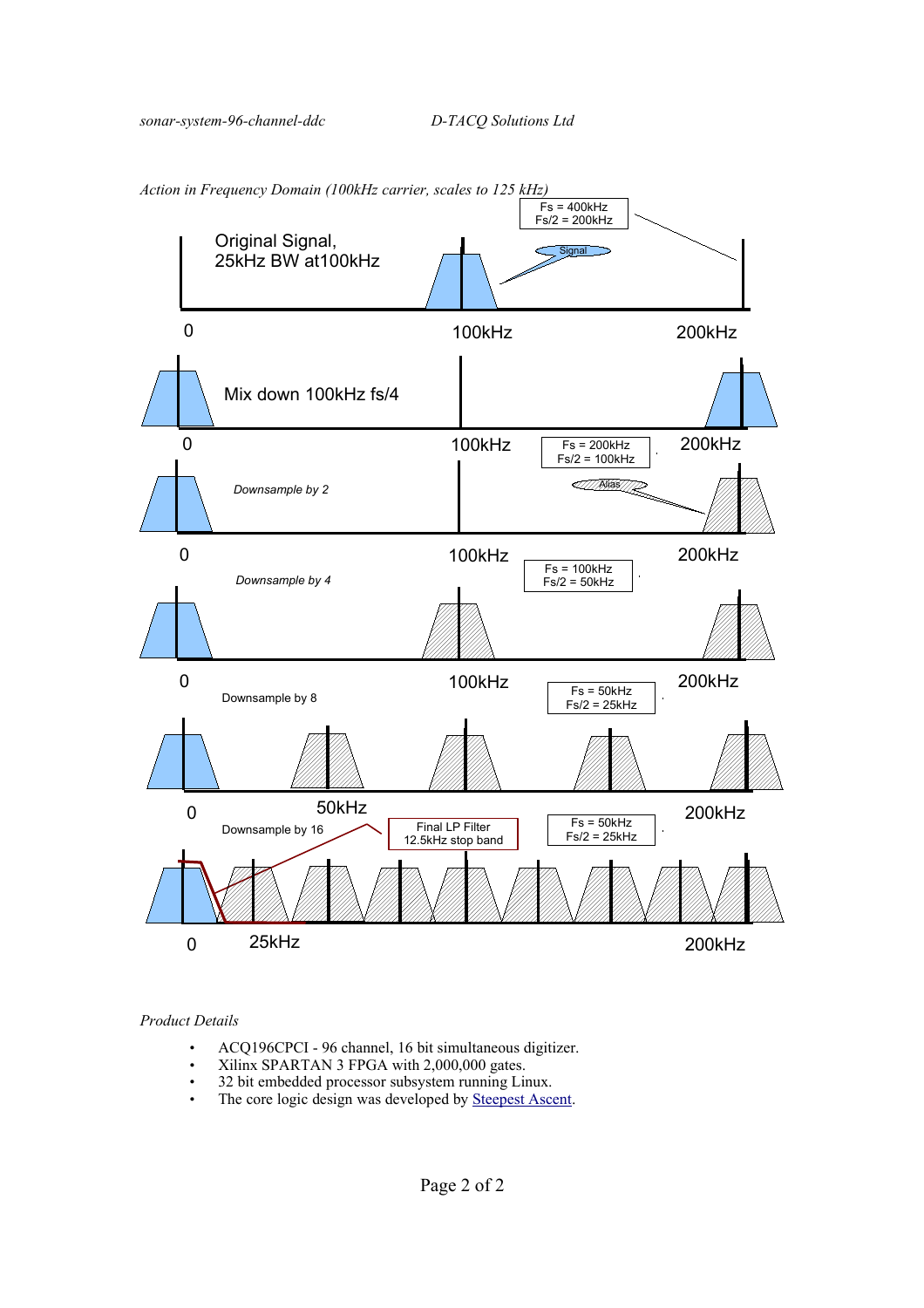*Action in Frequency Domain (100kHz carrier, scales to 125 kHz)*

Fs = 400kHz
Fs/2 = 200kHz

Original Signal,
25kHz BW at100kHz

Signal

0
100kHz
200kHz

Mix down 100kHz fs/4

0
100kHz
Fs = 200kHz
Fs/2 = 100kHz
200kHz

*Downsample by 2*

Alias

0
100kHz
Fs = 100kHz
Fs/2 = 50kHz
200kHz

*Downsample by 4*

0
100kHz
Fs = 50kHz
Fs/2 = 25kHz
200kHz

Downsample by 8

0
50kHz
200kHz

Downsample by 16

Final LP Filter
12.5kHz stop band

Fs = 50kHz
Fs/2 = 25kHz

0
25kHz
200kHz

*Product Details*

- ACQ196CPCI - 96 channel, 16 bit simultaneous digitizer.
- Xilinx SPARTAN 3 FPGA with 2,000,000 gates.
- 32 bit embedded processor subsystem running Linux.
- The core logic design was developed by Steepest Ascent.